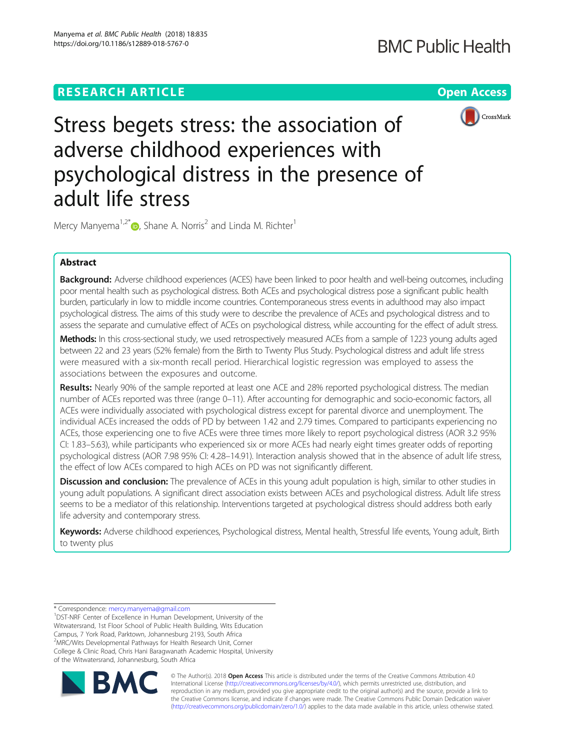# RESEARCH ARTICLE

Open Access

# Stress begets stress: the association of adverse childhood experiences with psychological distress in the presence of adult life stress

Mercy Manyema[1,2*], Shane A. Norris[2] and Linda M. Richter[1]

## Abstract

**Background:** Adverse childhood experiences (ACES) have been linked to poor health and well-being outcomes, including poor mental health such as psychological distress. Both ACEs and psychological distress pose a significant public health burden, particularly in low to middle income countries. Contemporaneous stress events in adulthood may also impact psychological distress. The aims of this study were to describe the prevalence of ACEs and psychological distress and to assess the separate and cumulative effect of ACEs on psychological distress, while accounting for the effect of adult stress.

**Methods:** In this cross-sectional study, we used retrospectively measured ACEs from a sample of 1223 young adults aged between 22 and 23 years (52% female) from the Birth to Twenty Plus Study. Psychological distress and adult life stress were measured with a six-month recall period. Hierarchical logistic regression was employed to assess the associations between the exposures and outcome.

**Results:** Nearly 90% of the sample reported at least one ACE and 28% reported psychological distress. The median number of ACEs reported was three (range 0–11). After accounting for demographic and socio-economic factors, all ACEs were individually associated with psychological distress except for parental divorce and unemployment. The individual ACEs increased the odds of PD by between 1.42 and 2.79 times. Compared to participants experiencing no ACEs, those experiencing one to five ACEs were three times more likely to report psychological distress (AOR 3.2 95% CI: 1.83–5.63), while participants who experienced six or more ACEs had nearly eight times greater odds of reporting psychological distress (AOR 7.98 95% CI: 4.28–14.91). Interaction analysis showed that in the absence of adult life stress, the effect of low ACEs compared to high ACEs on PD was not significantly different.

**Discussion and conclusion:** The prevalence of ACEs in this young adult population is high, similar to other studies in young adult populations. A significant direct association exists between ACEs and psychological distress. Adult life stress seems to be a mediator of this relationship. Interventions targeted at psychological distress should address both early life adversity and contemporary stress.

**Keywords:** Adverse childhood experiences, Psychological distress, Mental health, Stressful life events, Young adult, Birth to twenty plus

---

\* Correspondence: mercy.manyema@gmail.com
[1]DST-NRF Center of Excellence in Human Development, University of the Witwatersrand, 1st Floor School of Public Health Building, Wits Education Campus, 7 York Road, Parktown, Johannesburg 2193, South Africa
[2]MRC/Wits Developmental Pathways for Health Research Unit, Corner College & Clinic Road, Chris Hani Baragwanath Academic Hospital, University of the Witwatersrand, Johannesburg, South Africa

© The Author(s). 2018 **Open Access** This article is distributed under the terms of the Creative Commons Attribution 4.0 International License (http://creativecommons.org/licenses/by/4.0/), which permits unrestricted use, distribution, and reproduction in any medium, provided you give appropriate credit to the original author(s) and the source, provide a link to the Creative Commons license, and indicate if changes were made. The Creative Commons Public Domain Dedication waiver (http://creativecommons.org/publicdomain/zero/1.0/) applies to the data made available in this article, unless otherwise stated.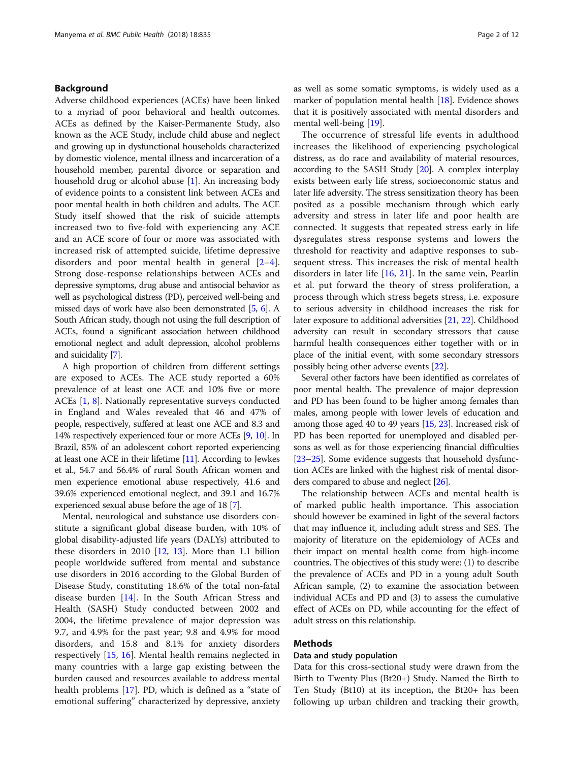## Background

Adverse childhood experiences (ACEs) have been linked to a myriad of poor behavioral and health outcomes. ACEs as defined by the Kaiser-Permanente Study, also known as the ACE Study, include child abuse and neglect and growing up in dysfunctional households characterized by domestic violence, mental illness and incarceration of a household member, parental divorce or separation and household drug or alcohol abuse [1]. An increasing body of evidence points to a consistent link between ACEs and poor mental health in both children and adults. The ACE Study itself showed that the risk of suicide attempts increased two to five-fold with experiencing any ACE and an ACE score of four or more was associated with increased risk of attempted suicide, lifetime depressive disorders and poor mental health in general [2–4]. Strong dose-response relationships between ACEs and depressive symptoms, drug abuse and antisocial behavior as well as psychological distress (PD), perceived well-being and missed days of work have also been demonstrated [5, 6]. A South African study, though not using the full description of ACEs, found a significant association between childhood emotional neglect and adult depression, alcohol problems and suicidality [7].

A high proportion of children from different settings are exposed to ACEs. The ACE study reported a 60% prevalence of at least one ACE and 10% five or more ACEs [1, 8]. Nationally representative surveys conducted in England and Wales revealed that 46 and 47% of people, respectively, suffered at least one ACE and 8.3 and 14% respectively experienced four or more ACEs [9, 10]. In Brazil, 85% of an adolescent cohort reported experiencing at least one ACE in their lifetime [11]. According to Jewkes et al., 54.7 and 56.4% of rural South African women and men experience emotional abuse respectively, 41.6 and 39.6% experienced emotional neglect, and 39.1 and 16.7% experienced sexual abuse before the age of 18 [7].

Mental, neurological and substance use disorders constitute a significant global disease burden, with 10% of global disability-adjusted life years (DALYs) attributed to these disorders in 2010 [12, 13]. More than 1.1 billion people worldwide suffered from mental and substance use disorders in 2016 according to the Global Burden of Disease Study, constituting 18.6% of the total non-fatal disease burden [14]. In the South African Stress and Health (SASH) Study conducted between 2002 and 2004, the lifetime prevalence of major depression was 9.7, and 4.9% for the past year; 9.8 and 4.9% for mood disorders, and 15.8 and 8.1% for anxiety disorders respectively [15, 16]. Mental health remains neglected in many countries with a large gap existing between the burden caused and resources available to address mental health problems [17]. PD, which is defined as a "state of emotional suffering" characterized by depressive, anxiety as well as some somatic symptoms, is widely used as a marker of population mental health [18]. Evidence shows that it is positively associated with mental disorders and mental well-being [19].

The occurrence of stressful life events in adulthood increases the likelihood of experiencing psychological distress, as do race and availability of material resources, according to the SASH Study [20]. A complex interplay exists between early life stress, socioeconomic status and later life adversity. The stress sensitization theory has been posited as a possible mechanism through which early adversity and stress in later life and poor health are connected. It suggests that repeated stress early in life dysregulates stress response systems and lowers the threshold for reactivity and adaptive responses to subsequent stress. This increases the risk of mental health disorders in later life [16, 21]. In the same vein, Pearlin et al. put forward the theory of stress proliferation, a process through which stress begets stress, i.e. exposure to serious adversity in childhood increases the risk for later exposure to additional adversities [21, 22]. Childhood adversity can result in secondary stressors that cause harmful health consequences either together with or in place of the initial event, with some secondary stressors possibly being other adverse events [22].

Several other factors have been identified as correlates of poor mental health. The prevalence of major depression and PD has been found to be higher among females than males, among people with lower levels of education and among those aged 40 to 49 years [15, 23]. Increased risk of PD has been reported for unemployed and disabled persons as well as for those experiencing financial difficulties [23–25]. Some evidence suggests that household dysfunction ACEs are linked with the highest risk of mental disorders compared to abuse and neglect [26].

The relationship between ACEs and mental health is of marked public health importance. This association should however be examined in light of the several factors that may influence it, including adult stress and SES. The majority of literature on the epidemiology of ACEs and their impact on mental health come from high-income countries. The objectives of this study were: (1) to describe the prevalence of ACEs and PD in a young adult South African sample, (2) to examine the association between individual ACEs and PD and (3) to assess the cumulative effect of ACEs on PD, while accounting for the effect of adult stress on this relationship.

## Methods

### Data and study population

Data for this cross-sectional study were drawn from the Birth to Twenty Plus (Bt20+) Study. Named the Birth to Ten Study (Bt10) at its inception, the Bt20+ has been following up urban children and tracking their growth,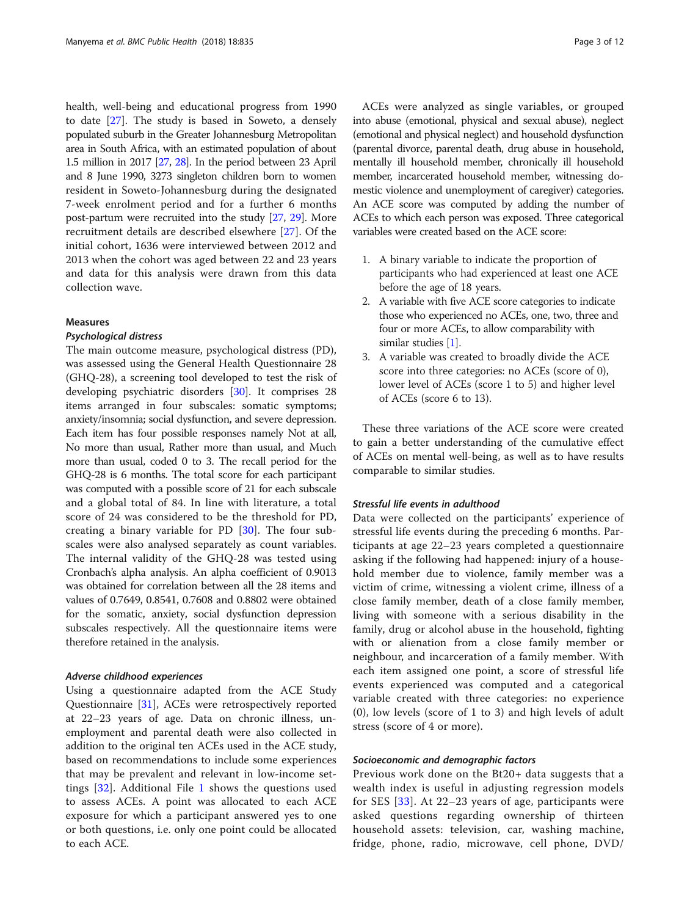health, well-being and educational progress from 1990 to date [27]. The study is based in Soweto, a densely populated suburb in the Greater Johannesburg Metropolitan area in South Africa, with an estimated population of about 1.5 million in 2017 [27, 28]. In the period between 23 April and 8 June 1990, 3273 singleton children born to women resident in Soweto-Johannesburg during the designated 7-week enrolment period and for a further 6 months post-partum were recruited into the study [27, 29]. More recruitment details are described elsewhere [27]. Of the initial cohort, 1636 were interviewed between 2012 and 2013 when the cohort was aged between 22 and 23 years and data for this analysis were drawn from this data collection wave.

### Measures

#### *Psychological distress*

The main outcome measure, psychological distress (PD), was assessed using the General Health Questionnaire 28 (GHQ-28), a screening tool developed to test the risk of developing psychiatric disorders [30]. It comprises 28 items arranged in four subscales: somatic symptoms; anxiety/insomnia; social dysfunction, and severe depression. Each item has four possible responses namely Not at all, No more than usual, Rather more than usual, and Much more than usual, coded 0 to 3. The recall period for the GHQ-28 is 6 months. The total score for each participant was computed with a possible score of 21 for each subscale and a global total of 84. In line with literature, a total score of 24 was considered to be the threshold for PD, creating a binary variable for PD [30]. The four subscales were also analysed separately as count variables. The internal validity of the GHQ-28 was tested using Cronbach's alpha analysis. An alpha coefficient of 0.9013 was obtained for correlation between all the 28 items and values of 0.7649, 0.8541, 0.7608 and 0.8802 were obtained for the somatic, anxiety, social dysfunction depression subscales respectively. All the questionnaire items were therefore retained in the analysis.

#### *Adverse childhood experiences*

Using a questionnaire adapted from the ACE Study Questionnaire [31], ACEs were retrospectively reported at 22–23 years of age. Data on chronic illness, unemployment and parental death were also collected in addition to the original ten ACEs used in the ACE study, based on recommendations to include some experiences that may be prevalent and relevant in low-income settings [32]. Additional File 1 shows the questions used to assess ACEs. A point was allocated to each ACE exposure for which a participant answered yes to one or both questions, i.e. only one point could be allocated to each ACE.

ACEs were analyzed as single variables, or grouped into abuse (emotional, physical and sexual abuse), neglect (emotional and physical neglect) and household dysfunction (parental divorce, parental death, drug abuse in household, mentally ill household member, chronically ill household member, incarcerated household member, witnessing domestic violence and unemployment of caregiver) categories. An ACE score was computed by adding the number of ACEs to which each person was exposed. Three categorical variables were created based on the ACE score:

1. A binary variable to indicate the proportion of participants who had experienced at least one ACE before the age of 18 years.
2. A variable with five ACE score categories to indicate those who experienced no ACEs, one, two, three and four or more ACEs, to allow comparability with similar studies [1].
3. A variable was created to broadly divide the ACE score into three categories: no ACEs (score of 0), lower level of ACEs (score 1 to 5) and higher level of ACEs (score 6 to 13).

These three variations of the ACE score were created to gain a better understanding of the cumulative effect of ACEs on mental well-being, as well as to have results comparable to similar studies.

#### *Stressful life events in adulthood*

Data were collected on the participants' experience of stressful life events during the preceding 6 months. Participants at age 22–23 years completed a questionnaire asking if the following had happened: injury of a household member due to violence, family member was a victim of crime, witnessing a violent crime, illness of a close family member, death of a close family member, living with someone with a serious disability in the family, drug or alcohol abuse in the household, fighting with or alienation from a close family member or neighbour, and incarceration of a family member. With each item assigned one point, a score of stressful life events experienced was computed and a categorical variable created with three categories: no experience (0), low levels (score of 1 to 3) and high levels of adult stress (score of 4 or more).

#### *Socioeconomic and demographic factors*

Previous work done on the Bt20+ data suggests that a wealth index is useful in adjusting regression models for SES [33]. At 22–23 years of age, participants were asked questions regarding ownership of thirteen household assets: television, car, washing machine, fridge, phone, radio, microwave, cell phone, DVD/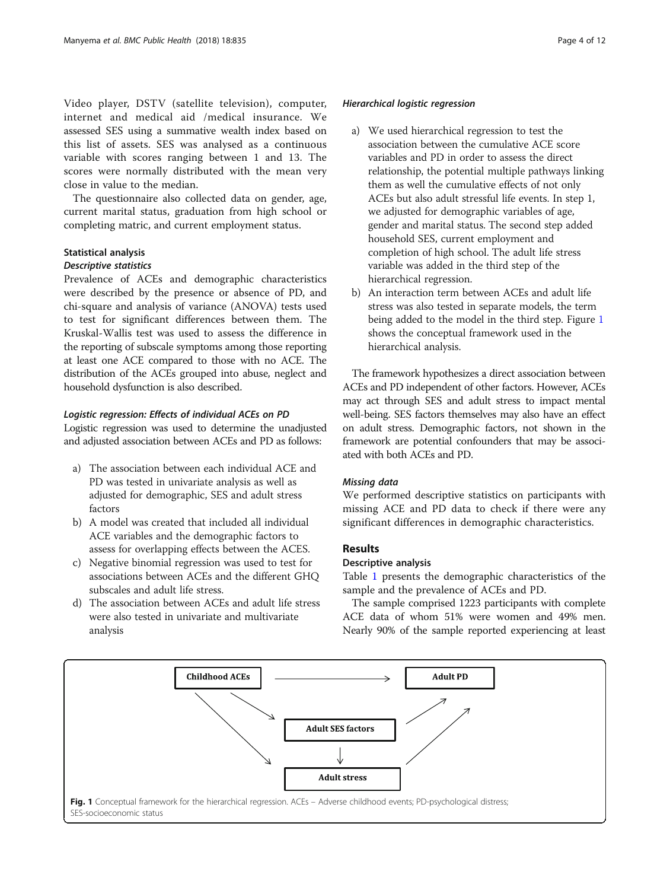Video player, DSTV (satellite television), computer, internet and medical aid /medical insurance. We assessed SES using a summative wealth index based on this list of assets. SES was analysed as a continuous variable with scores ranging between 1 and 13. The scores were normally distributed with the mean very close in value to the median.

The questionnaire also collected data on gender, age, current marital status, graduation from high school or completing matric, and current employment status.

### Statistical analysis

#### *Descriptive statistics*

Prevalence of ACEs and demographic characteristics were described by the presence or absence of PD, and chi-square and analysis of variance (ANOVA) tests used to test for significant differences between them. The Kruskal-Wallis test was used to assess the difference in the reporting of subscale symptoms among those reporting at least one ACE compared to those with no ACE. The distribution of the ACEs grouped into abuse, neglect and household dysfunction is also described.

#### *Logistic regression: Effects of individual ACEs on PD*

Logistic regression was used to determine the unadjusted and adjusted association between ACEs and PD as follows:

a) The association between each individual ACE and PD was tested in univariate analysis as well as adjusted for demographic, SES and adult stress factors
b) A model was created that included all individual ACE variables and the demographic factors to assess for overlapping effects between the ACES.
c) Negative binomial regression was used to test for associations between ACEs and the different GHQ subscales and adult life stress.
d) The association between ACEs and adult life stress were also tested in univariate and multivariate analysis

#### *Hierarchical logistic regression*

a) We used hierarchical regression to test the association between the cumulative ACE score variables and PD in order to assess the direct relationship, the potential multiple pathways linking them as well the cumulative effects of not only ACEs but also adult stressful life events. In step 1, we adjusted for demographic variables of age, gender and marital status. The second step added household SES, current employment and completion of high school. The adult life stress variable was added in the third step of the hierarchical regression.
b) An interaction term between ACEs and adult life stress was also tested in separate models, the term being added to the model in the third step. Figure 1 shows the conceptual framework used in the hierarchical analysis.

The framework hypothesizes a direct association between ACEs and PD independent of other factors. However, ACEs may act through SES and adult stress to impact mental well-being. SES factors themselves may also have an effect on adult stress. Demographic factors, not shown in the framework are potential confounders that may be associated with both ACEs and PD.

#### *Missing data*

We performed descriptive statistics on participants with missing ACE and PD data to check if there were any significant differences in demographic characteristics.

## Results

### Descriptive analysis

Table 1 presents the demographic characteristics of the sample and the prevalence of ACEs and PD.

The sample comprised 1223 participants with complete ACE data of whom 51% were women and 49% men. Nearly 90% of the sample reported experiencing at least

Childhood ACEs → Adult PD; Childhood ACEs → Adult SES factors; Childhood ACEs → Adult stress; Adult SES factors → Adult stress; Adult SES factors → Adult PD; Adult stress → Adult PD

**Fig. 1** Conceptual framework for the hierarchical regression. ACEs – Adverse childhood events; PD-psychological distress; SES-socioeconomic status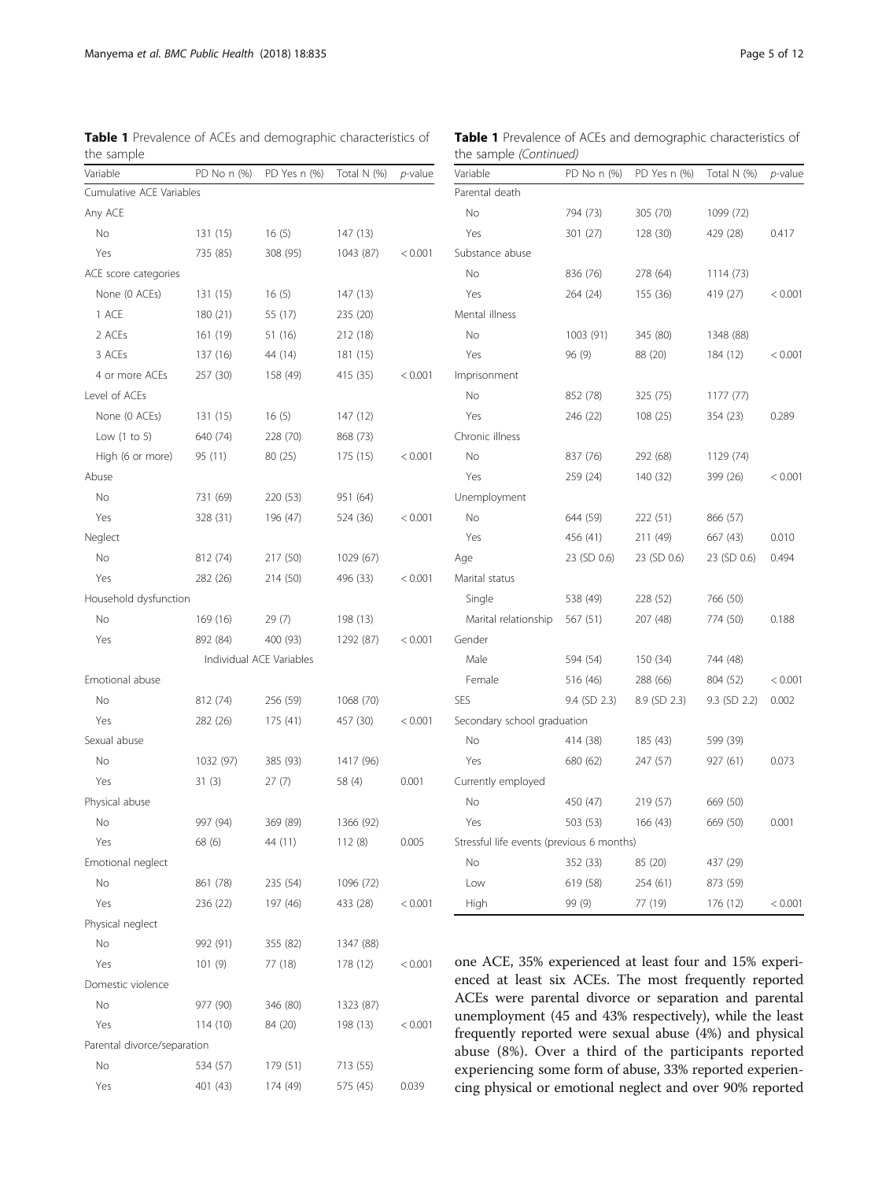**Table 1** Prevalence of ACEs and demographic characteristics of the sample

| Variable | PD No n (%) | PD Yes n (%) | Total N (%) | *p*-value |
|---|---|---|---|---|
| Cumulative ACE Variables | | | | |
| Any ACE | | | | |
| No | 131 (15) | 16 (5) | 147 (13) | |
| Yes | 735 (85) | 308 (95) | 1043 (87) | < 0.001 |
| ACE score categories | | | | |
| None (0 ACEs) | 131 (15) | 16 (5) | 147 (13) | |
| 1 ACE | 180 (21) | 55 (17) | 235 (20) | |
| 2 ACEs | 161 (19) | 51 (16) | 212 (18) | |
| 3 ACEs | 137 (16) | 44 (14) | 181 (15) | |
| 4 or more ACEs | 257 (30) | 158 (49) | 415 (35) | < 0.001 |
| Level of ACEs | | | | |
| None (0 ACEs) | 131 (15) | 16 (5) | 147 (12) | |
| Low (1 to 5) | 640 (74) | 228 (70) | 868 (73) | |
| High (6 or more) | 95 (11) | 80 (25) | 175 (15) | < 0.001 |
| Abuse | | | | |
| No | 731 (69) | 220 (53) | 951 (64) | |
| Yes | 328 (31) | 196 (47) | 524 (36) | < 0.001 |
| Neglect | | | | |
| No | 812 (74) | 217 (50) | 1029 (67) | |
| Yes | 282 (26) | 214 (50) | 496 (33) | < 0.001 |
| Household dysfunction | | | | |
| No | 169 (16) | 29 (7) | 198 (13) | |
| Yes | 892 (84) | 400 (93) | 1292 (87) | < 0.001 |
| Individual ACE Variables | | | | |
| Emotional abuse | | | | |
| No | 812 (74) | 256 (59) | 1068 (70) | |
| Yes | 282 (26) | 175 (41) | 457 (30) | < 0.001 |
| Sexual abuse | | | | |
| No | 1032 (97) | 385 (93) | 1417 (96) | |
| Yes | 31 (3) | 27 (7) | 58 (4) | 0.001 |
| Physical abuse | | | | |
| No | 997 (94) | 369 (89) | 1366 (92) | |
| Yes | 68 (6) | 44 (11) | 112 (8) | 0.005 |
| Emotional neglect | | | | |
| No | 861 (78) | 235 (54) | 1096 (72) | |
| Yes | 236 (22) | 197 (46) | 433 (28) | < 0.001 |
| Physical neglect | | | | |
| No | 992 (91) | 355 (82) | 1347 (88) | |
| Yes | 101 (9) | 77 (18) | 178 (12) | < 0.001 |
| Domestic violence | | | | |
| No | 977 (90) | 346 (80) | 1323 (87) | |
| Yes | 114 (10) | 84 (20) | 198 (13) | < 0.001 |
| Parental divorce/separation | | | | |
| No | 534 (57) | 179 (51) | 713 (55) | |
| Yes | 401 (43) | 174 (49) | 575 (45) | 0.039 |
| Parental death | | | | |
| No | 794 (73) | 305 (70) | 1099 (72) | |
| Yes | 301 (27) | 128 (30) | 429 (28) | 0.417 |
| Substance abuse | | | | |
| No | 836 (76) | 278 (64) | 1114 (73) | |
| Yes | 264 (24) | 155 (36) | 419 (27) | < 0.001 |
| Mental illness | | | | |
| No | 1003 (91) | 345 (80) | 1348 (88) | |
| Yes | 96 (9) | 88 (20) | 184 (12) | < 0.001 |
| Imprisonment | | | | |
| No | 852 (78) | 325 (75) | 1177 (77) | |
| Yes | 246 (22) | 108 (25) | 354 (23) | 0.289 |
| Chronic illness | | | | |
| No | 837 (76) | 292 (68) | 1129 (74) | |
| Yes | 259 (24) | 140 (32) | 399 (26) | < 0.001 |
| Unemployment | | | | |
| No | 644 (59) | 222 (51) | 866 (57) | |
| Yes | 456 (41) | 211 (49) | 667 (43) | 0.010 |
| Age | 23 (SD 0.6) | 23 (SD 0.6) | 23 (SD 0.6) | 0.494 |
| Marital status | | | | |
| Single | 538 (49) | 228 (52) | 766 (50) | |
| Marital relationship | 567 (51) | 207 (48) | 774 (50) | 0.188 |
| Gender | | | | |
| Male | 594 (54) | 150 (34) | 744 (48) | |
| Female | 516 (46) | 288 (66) | 804 (52) | < 0.001 |
| SES | 9.4 (SD 2.3) | 8.9 (SD 2.3) | 9.3 (SD 2.2) | 0.002 |
| Secondary school graduation | | | | |
| No | 414 (38) | 185 (43) | 599 (39) | |
| Yes | 680 (62) | 247 (57) | 927 (61) | 0.073 |
| Currently employed | | | | |
| No | 450 (47) | 219 (57) | 669 (50) | |
| Yes | 503 (53) | 166 (43) | 669 (50) | 0.001 |
| Stressful life events (previous 6 months) | | | | |
| No | 352 (33) | 85 (20) | 437 (29) | |
| Low | 619 (58) | 254 (61) | 873 (59) | |
| High | 99 (9) | 77 (19) | 176 (12) | < 0.001 |

one ACE, 35% experienced at least four and 15% experienced at least six ACEs. The most frequently reported ACEs were parental divorce or separation and parental unemployment (45 and 43% respectively), while the least frequently reported were sexual abuse (4%) and physical abuse (8%). Over a third of the participants reported experiencing some form of abuse, 33% reported experiencing physical or emotional neglect and over 90% reported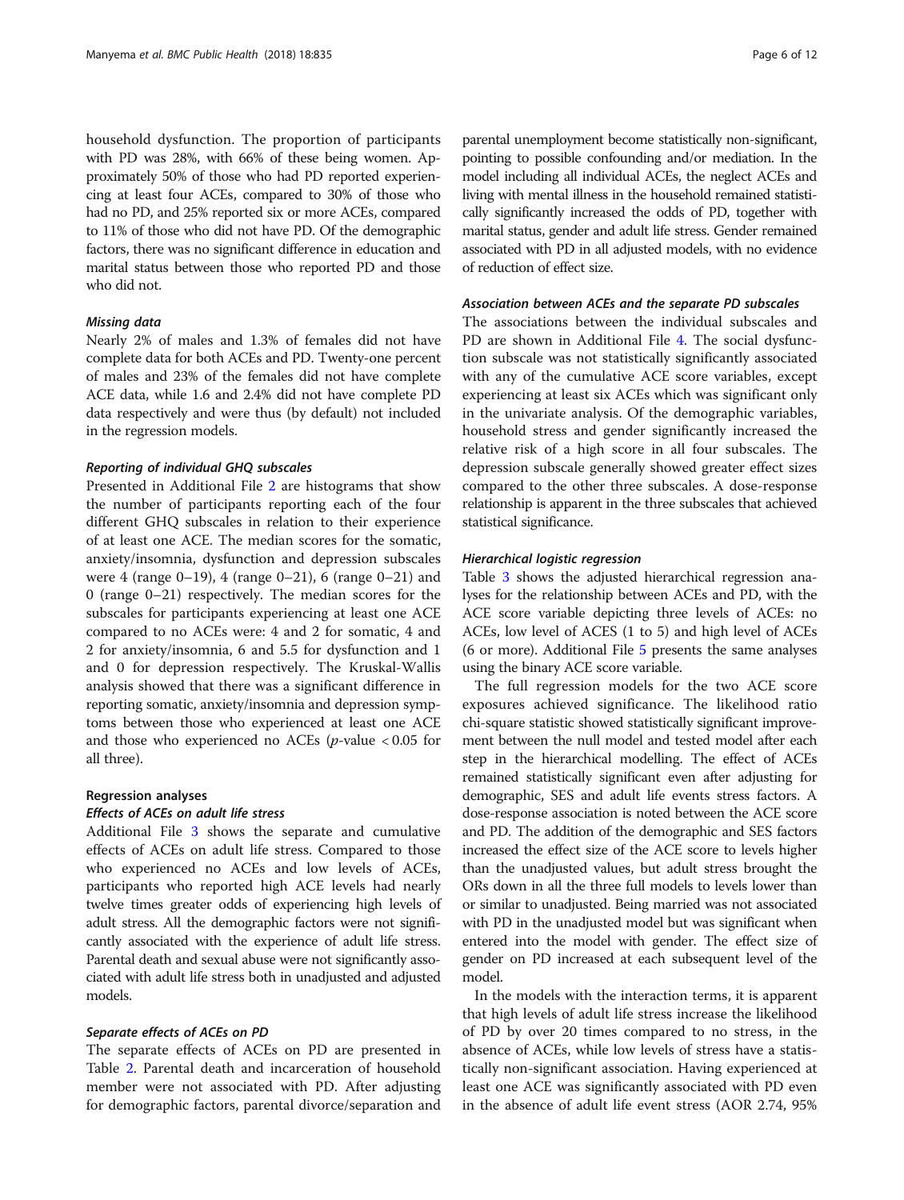household dysfunction. The proportion of participants with PD was 28%, with 66% of these being women. Approximately 50% of those who had PD reported experiencing at least four ACEs, compared to 30% of those who had no PD, and 25% reported six or more ACEs, compared to 11% of those who did not have PD. Of the demographic factors, there was no significant difference in education and marital status between those who reported PD and those who did not.

#### Missing data

Nearly 2% of males and 1.3% of females did not have complete data for both ACEs and PD. Twenty-one percent of males and 23% of the females did not have complete ACE data, while 1.6 and 2.4% did not have complete PD data respectively and were thus (by default) not included in the regression models.

#### Reporting of individual GHQ subscales

Presented in Additional File 2 are histograms that show the number of participants reporting each of the four different GHQ subscales in relation to their experience of at least one ACE. The median scores for the somatic, anxiety/insomnia, dysfunction and depression subscales were 4 (range 0–19), 4 (range 0–21), 6 (range 0–21) and 0 (range 0–21) respectively. The median scores for the subscales for participants experiencing at least one ACE compared to no ACEs were: 4 and 2 for somatic, 4 and 2 for anxiety/insomnia, 6 and 5.5 for dysfunction and 1 and 0 for depression respectively. The Kruskal-Wallis analysis showed that there was a significant difference in reporting somatic, anxiety/insomnia and depression symptoms between those who experienced at least one ACE and those who experienced no ACEs ($p$-value $< 0.05$ for all three).

### Regression analyses

#### Effects of ACEs on adult life stress

Additional File 3 shows the separate and cumulative effects of ACEs on adult life stress. Compared to those who experienced no ACEs and low levels of ACEs, participants who reported high ACE levels had nearly twelve times greater odds of experiencing high levels of adult stress. All the demographic factors were not significantly associated with the experience of adult life stress. Parental death and sexual abuse were not significantly associated with adult life stress both in unadjusted and adjusted models.

#### Separate effects of ACEs on PD

The separate effects of ACEs on PD are presented in Table 2. Parental death and incarceration of household member were not associated with PD. After adjusting for demographic factors, parental divorce/separation and parental unemployment become statistically non-significant, pointing to possible confounding and/or mediation. In the model including all individual ACEs, the neglect ACEs and living with mental illness in the household remained statistically significantly increased the odds of PD, together with marital status, gender and adult life stress. Gender remained associated with PD in all adjusted models, with no evidence of reduction of effect size.

#### Association between ACEs and the separate PD subscales

The associations between the individual subscales and PD are shown in Additional File 4. The social dysfunction subscale was not statistically significantly associated with any of the cumulative ACE score variables, except experiencing at least six ACEs which was significant only in the univariate analysis. Of the demographic variables, household stress and gender significantly increased the relative risk of a high score in all four subscales. The depression subscale generally showed greater effect sizes compared to the other three subscales. A dose-response relationship is apparent in the three subscales that achieved statistical significance.

#### Hierarchical logistic regression

Table 3 shows the adjusted hierarchical regression analyses for the relationship between ACEs and PD, with the ACE score variable depicting three levels of ACEs: no ACEs, low level of ACES (1 to 5) and high level of ACEs (6 or more). Additional File 5 presents the same analyses using the binary ACE score variable.

The full regression models for the two ACE score exposures achieved significance. The likelihood ratio chi-square statistic showed statistically significant improvement between the null model and tested model after each step in the hierarchical modelling. The effect of ACEs remained statistically significant even after adjusting for demographic, SES and adult life events stress factors. A dose-response association is noted between the ACE score and PD. The addition of the demographic and SES factors increased the effect size of the ACE score to levels higher than the unadjusted values, but adult stress brought the ORs down in all the three full models to levels lower than or similar to unadjusted. Being married was not associated with PD in the unadjusted model but was significant when entered into the model with gender. The effect size of gender on PD increased at each subsequent level of the model.

In the models with the interaction terms, it is apparent that high levels of adult life stress increase the likelihood of PD by over 20 times compared to no stress, in the absence of ACEs, while low levels of stress have a statistically non-significant association. Having experienced at least one ACE was significantly associated with PD even in the absence of adult life event stress (AOR 2.74, 95%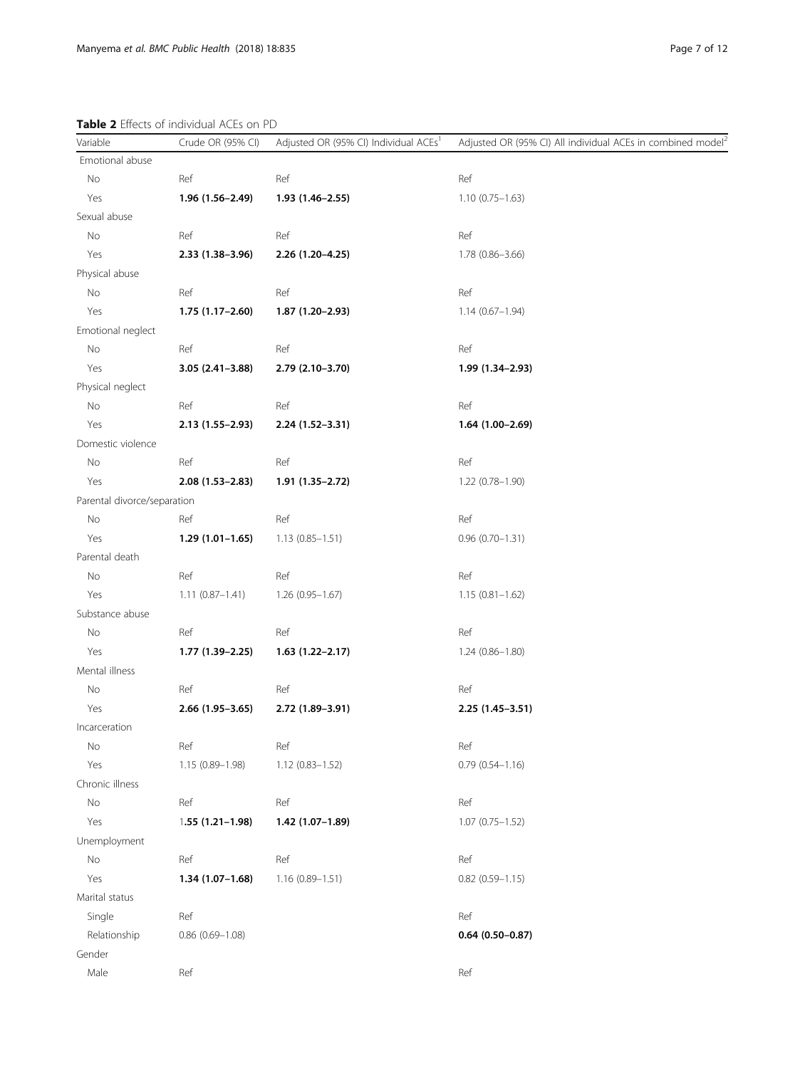**Table 2** Effects of individual ACEs on PD

| Variable | Crude OR (95% CI) | Adjusted OR (95% CI) Individual ACEs[1] | Adjusted OR (95% CI) All individual ACEs in combined model[2] |
|---|---|---|---|
| Emotional abuse | | | |
| No | Ref | Ref | Ref |
| Yes | **1.96 (1.56–2.49)** | **1.93 (1.46–2.55)** | 1.10 (0.75–1.63) |
| Sexual abuse | | | |
| No | Ref | Ref | Ref |
| Yes | **2.33 (1.38–3.96)** | **2.26 (1.20–4.25)** | 1.78 (0.86–3.66) |
| Physical abuse | | | |
| No | Ref | Ref | Ref |
| Yes | **1.75 (1.17–2.60)** | **1.87 (1.20–2.93)** | 1.14 (0.67–1.94) |
| Emotional neglect | | | |
| No | Ref | Ref | Ref |
| Yes | **3.05 (2.41–3.88)** | **2.79 (2.10–3.70)** | **1.99 (1.34–2.93)** |
| Physical neglect | | | |
| No | Ref | Ref | Ref |
| Yes | **2.13 (1.55–2.93)** | **2.24 (1.52–3.31)** | **1.64 (1.00–2.69)** |
| Domestic violence | | | |
| No | Ref | Ref | Ref |
| Yes | **2.08 (1.53–2.83)** | **1.91 (1.35–2.72)** | 1.22 (0.78–1.90) |
| Parental divorce/separation | | | |
| No | Ref | Ref | Ref |
| Yes | **1.29 (1.01–1.65)** | 1.13 (0.85–1.51) | 0.96 (0.70–1.31) |
| Parental death | | | |
| No | Ref | Ref | Ref |
| Yes | 1.11 (0.87–1.41) | 1.26 (0.95–1.67) | 1.15 (0.81–1.62) |
| Substance abuse | | | |
| No | Ref | Ref | Ref |
| Yes | **1.77 (1.39–2.25)** | **1.63 (1.22–2.17)** | 1.24 (0.86–1.80) |
| Mental illness | | | |
| No | Ref | Ref | Ref |
| Yes | **2.66 (1.95–3.65)** | **2.72 (1.89–3.91)** | **2.25 (1.45–3.51)** |
| Incarceration | | | |
| No | Ref | Ref | Ref |
| Yes | 1.15 (0.89–1.98) | 1.12 (0.83–1.52) | 0.79 (0.54–1.16) |
| Chronic illness | | | |
| No | Ref | Ref | Ref |
| Yes | 1**.55 (1.21–1.98)** | **1.42 (1.07–1.89)** | 1.07 (0.75–1.52) |
| Unemployment | | | |
| No | Ref | Ref | Ref |
| Yes | **1.34 (1.07–1.68)** | 1.16 (0.89–1.51) | 0.82 (0.59–1.15) |
| Marital status | | | |
| Single | Ref | | Ref |
| Relationship | 0.86 (0.69–1.08) | | **0.64 (0.50–0.87)** |
| Gender | | | |
| Male | Ref | | Ref |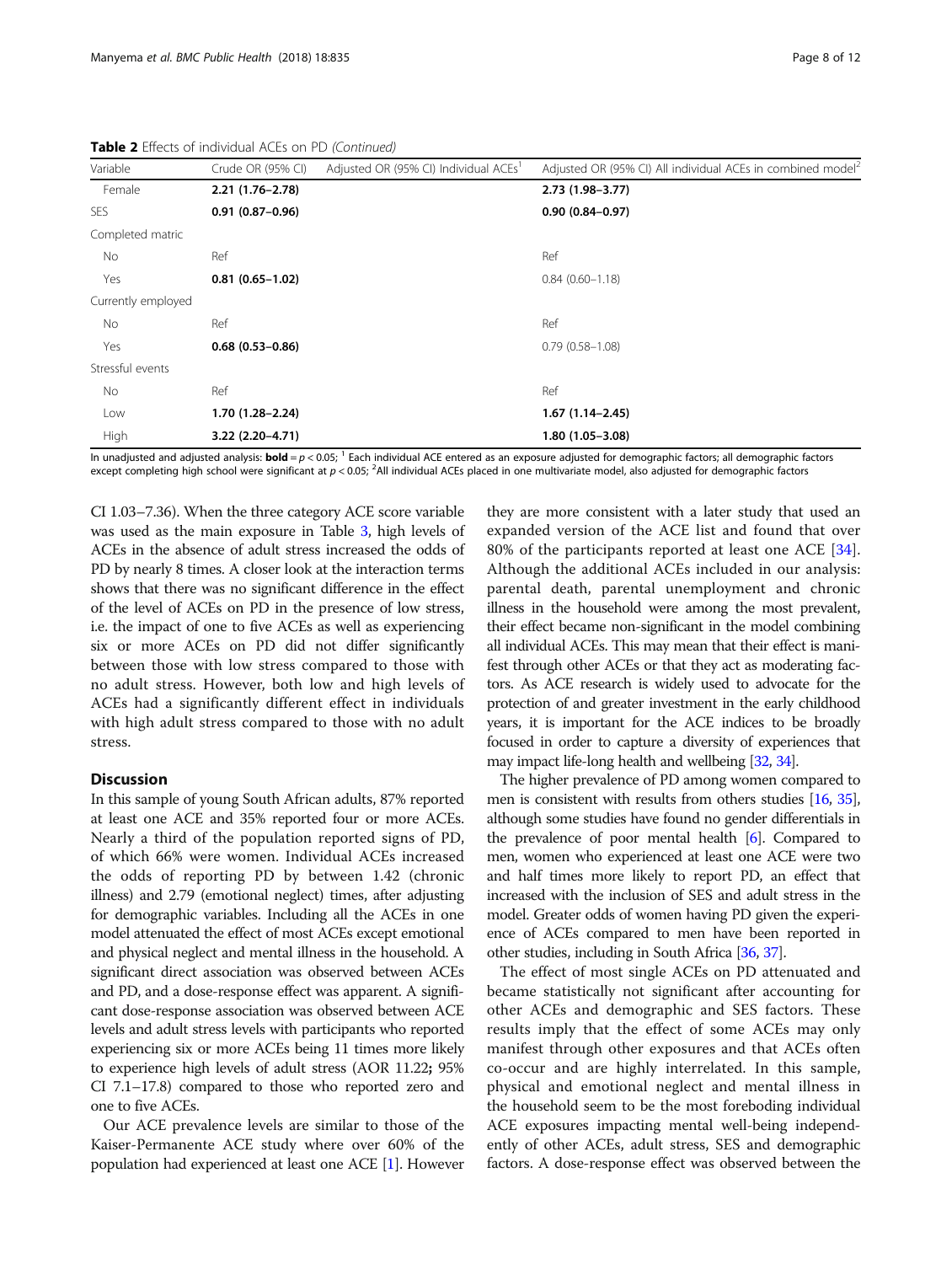**Table 2** Effects of individual ACEs on PD *(Continued)*

| Variable | Crude OR (95% CI) | Adjusted OR (95% CI) Individual ACEs[1] | Adjusted OR (95% CI) All individual ACEs in combined model[2] |
|---|---|---|---|
| Female | **2.21 (1.76–2.78)** | | **2.73 (1.98–3.77)** |
| SES | **0.91 (0.87–0.96)** | | **0.90 (0.84–0.97)** |
| Completed matric | | | |
| No | Ref | | Ref |
| Yes | **0.81 (0.65–1.02)** | | 0.84 (0.60–1.18) |
| Currently employed | | | |
| No | Ref | | Ref |
| Yes | **0.68 (0.53–0.86)** | | 0.79 (0.58–1.08) |
| Stressful events | | | |
| No | Ref | | Ref |
| Low | **1.70 (1.28–2.24)** | | **1.67 (1.14–2.45)** |
| High | **3.22 (2.20–4.71)** | | **1.80 (1.05–3.08)** |

In unadjusted and adjusted analysis: **bold** = $p < 0.05$; [1] Each individual ACE entered as an exposure adjusted for demographic factors; all demographic factors except completing high school were significant at $p < 0.05$; [2]All individual ACEs placed in one multivariate model, also adjusted for demographic factors

CI 1.03–7.36). When the three category ACE score variable was used as the main exposure in Table 3, high levels of ACEs in the absence of adult stress increased the odds of PD by nearly 8 times. A closer look at the interaction terms shows that there was no significant difference in the effect of the level of ACEs on PD in the presence of low stress, i.e. the impact of one to five ACEs as well as experiencing six or more ACEs on PD did not differ significantly between those with low stress compared to those with no adult stress. However, both low and high levels of ACEs had a significantly different effect in individuals with high adult stress compared to those with no adult stress.

## Discussion

In this sample of young South African adults, 87% reported at least one ACE and 35% reported four or more ACEs. Nearly a third of the population reported signs of PD, of which 66% were women. Individual ACEs increased the odds of reporting PD by between 1.42 (chronic illness) and 2.79 (emotional neglect) times, after adjusting for demographic variables. Including all the ACEs in one model attenuated the effect of most ACEs except emotional and physical neglect and mental illness in the household. A significant direct association was observed between ACEs and PD, and a dose-response effect was apparent. A significant dose-response association was observed between ACE levels and adult stress levels with participants who reported experiencing six or more ACEs being 11 times more likely to experience high levels of adult stress (AOR 11.22**;** 95% CI 7.1–17.8) compared to those who reported zero and one to five ACEs.

Our ACE prevalence levels are similar to those of the Kaiser-Permanente ACE study where over 60% of the population had experienced at least one ACE [1]. However they are more consistent with a later study that used an expanded version of the ACE list and found that over 80% of the participants reported at least one ACE [34]. Although the additional ACEs included in our analysis: parental death, parental unemployment and chronic illness in the household were among the most prevalent, their effect became non-significant in the model combining all individual ACEs. This may mean that their effect is manifest through other ACEs or that they act as moderating factors. As ACE research is widely used to advocate for the protection of and greater investment in the early childhood years, it is important for the ACE indices to be broadly focused in order to capture a diversity of experiences that may impact life-long health and wellbeing [32, 34].

The higher prevalence of PD among women compared to men is consistent with results from others studies [16, 35], although some studies have found no gender differentials in the prevalence of poor mental health [6]. Compared to men, women who experienced at least one ACE were two and half times more likely to report PD, an effect that increased with the inclusion of SES and adult stress in the model. Greater odds of women having PD given the experience of ACEs compared to men have been reported in other studies, including in South Africa [36, 37].

The effect of most single ACEs on PD attenuated and became statistically not significant after accounting for other ACEs and demographic and SES factors. These results imply that the effect of some ACEs may only manifest through other exposures and that ACEs often co-occur and are highly interrelated. In this sample, physical and emotional neglect and mental illness in the household seem to be the most foreboding individual ACE exposures impacting mental well-being independently of other ACEs, adult stress, SES and demographic factors. A dose-response effect was observed between the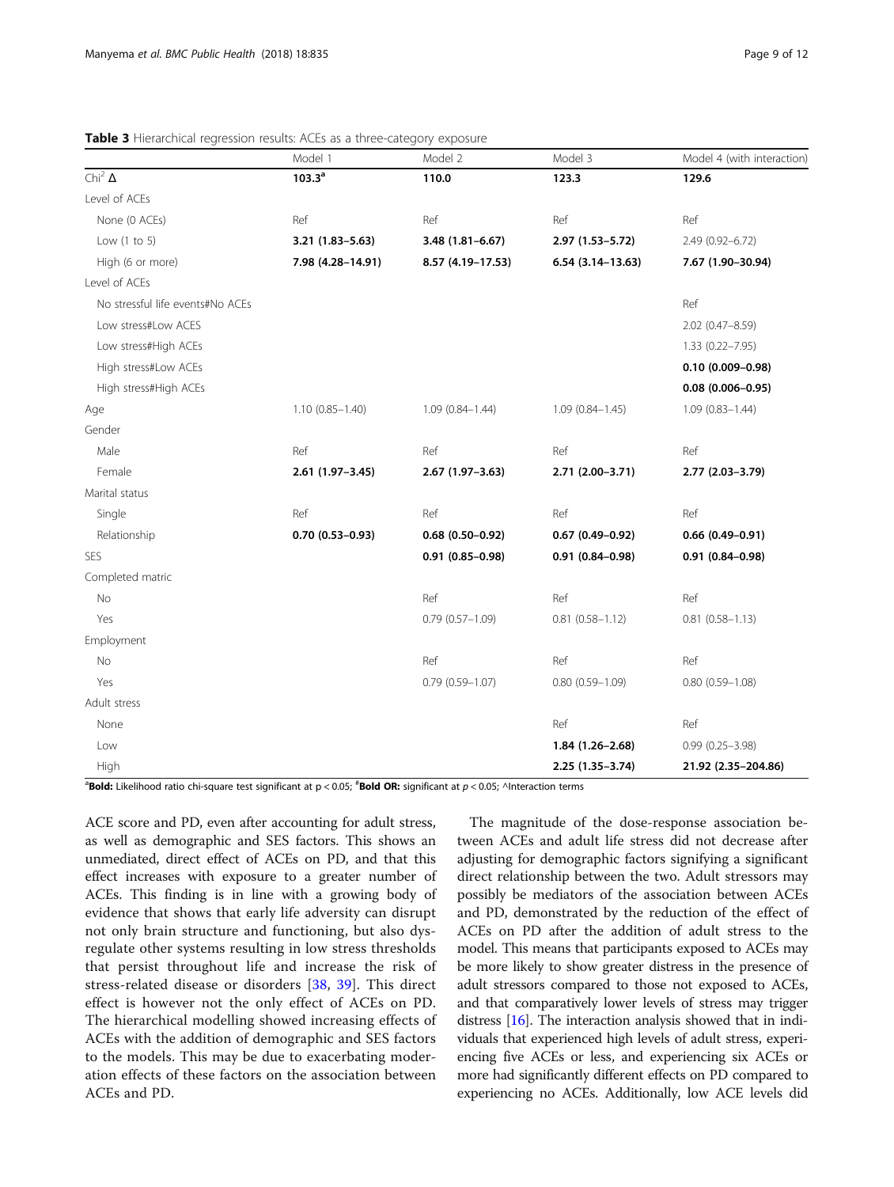**Table 3** Hierarchical regression results: ACEs as a three-category exposure

| | Model 1 | Model 2 | Model 3 | Model 4 (with interaction) |
|---|---|---|---|---|
| $Chi^2$ Δ | **103.3**[a] | **110.0** | **123.3** | **129.6** |
| Level of ACEs | | | | |
| None (0 ACEs) | Ref | Ref | Ref | Ref |
| Low (1 to 5) | **3.21 (1.83–5.63)** | **3.48 (1.81–6.67)** | **2.97 (1.53–5.72)** | 2.49 (0.92–6.72) |
| High (6 or more) | **7.98 (4.28–14.91)** | **8.57 (4.19–17.53)** | **6.54 (3.14–13.63)** | **7.67 (1.90–30.94)** |
| Level of ACEs | | | | |
| No stressful life events#No ACEs | | | | Ref |
| Low stress#Low ACES | | | | 2.02 (0.47–8.59) |
| Low stress#High ACEs | | | | 1.33 (0.22–7.95) |
| High stress#Low ACEs | | | | **0.10 (0.009–0.98)** |
| High stress#High ACEs | | | | **0.08 (0.006–0.95)** |
| Age | 1.10 (0.85–1.40) | 1.09 (0.84–1.44) | 1.09 (0.84–1.45) | 1.09 (0.83–1.44) |
| Gender | | | | |
| Male | Ref | Ref | Ref | Ref |
| Female | **2.61 (1.97–3.45)** | **2.67 (1.97–3.63)** | **2.71 (2.00–3.71)** | **2.77 (2.03–3.79)** |
| Marital status | | | | |
| Single | Ref | Ref | Ref | Ref |
| Relationship | **0.70 (0.53–0.93)** | **0.68 (0.50–0.92)** | **0.67 (0.49–0.92)** | **0.66 (0.49–0.91)** |
| SES | | **0.91 (0.85–0.98)** | **0.91 (0.84–0.98)** | **0.91 (0.84–0.98)** |
| Completed matric | | | | |
| No | | Ref | Ref | Ref |
| Yes | | 0.79 (0.57–1.09) | 0.81 (0.58–1.12) | 0.81 (0.58–1.13) |
| Employment | | | | |
| No | | Ref | Ref | Ref |
| Yes | | 0.79 (0.59–1.07) | 0.80 (0.59–1.09) | 0.80 (0.59–1.08) |
| Adult stress | | | | |
| None | | | Ref | Ref |
| Low | | | **1.84 (1.26–2.68)** | 0.99 (0.25–3.98) |
| High | | | **2.25 (1.35–3.74)** | **21.92 (2.35–204.86)** |

[a]**Bold:** Likelihood ratio chi-square test significant at $p < 0.05$; [#]**Bold OR:** significant at $p < 0.05$; ^Interaction terms

ACE score and PD, even after accounting for adult stress, as well as demographic and SES factors. This shows an unmediated, direct effect of ACEs on PD, and that this effect increases with exposure to a greater number of ACEs. This finding is in line with a growing body of evidence that shows that early life adversity can disrupt not only brain structure and functioning, but also dysregulate other systems resulting in low stress thresholds that persist throughout life and increase the risk of stress-related disease or disorders [38, 39]. This direct effect is however not the only effect of ACEs on PD. The hierarchical modelling showed increasing effects of ACEs with the addition of demographic and SES factors to the models. This may be due to exacerbating moderation effects of these factors on the association between ACEs and PD.

The magnitude of the dose-response association between ACEs and adult life stress did not decrease after adjusting for demographic factors signifying a significant direct relationship between the two. Adult stressors may possibly be mediators of the association between ACEs and PD, demonstrated by the reduction of the effect of ACEs on PD after the addition of adult stress to the model. This means that participants exposed to ACEs may be more likely to show greater distress in the presence of adult stressors compared to those not exposed to ACEs, and that comparatively lower levels of stress may trigger distress [16]. The interaction analysis showed that in individuals that experienced high levels of adult stress, experiencing five ACEs or less, and experiencing six ACEs or more had significantly different effects on PD compared to experiencing no ACEs. Additionally, low ACE levels did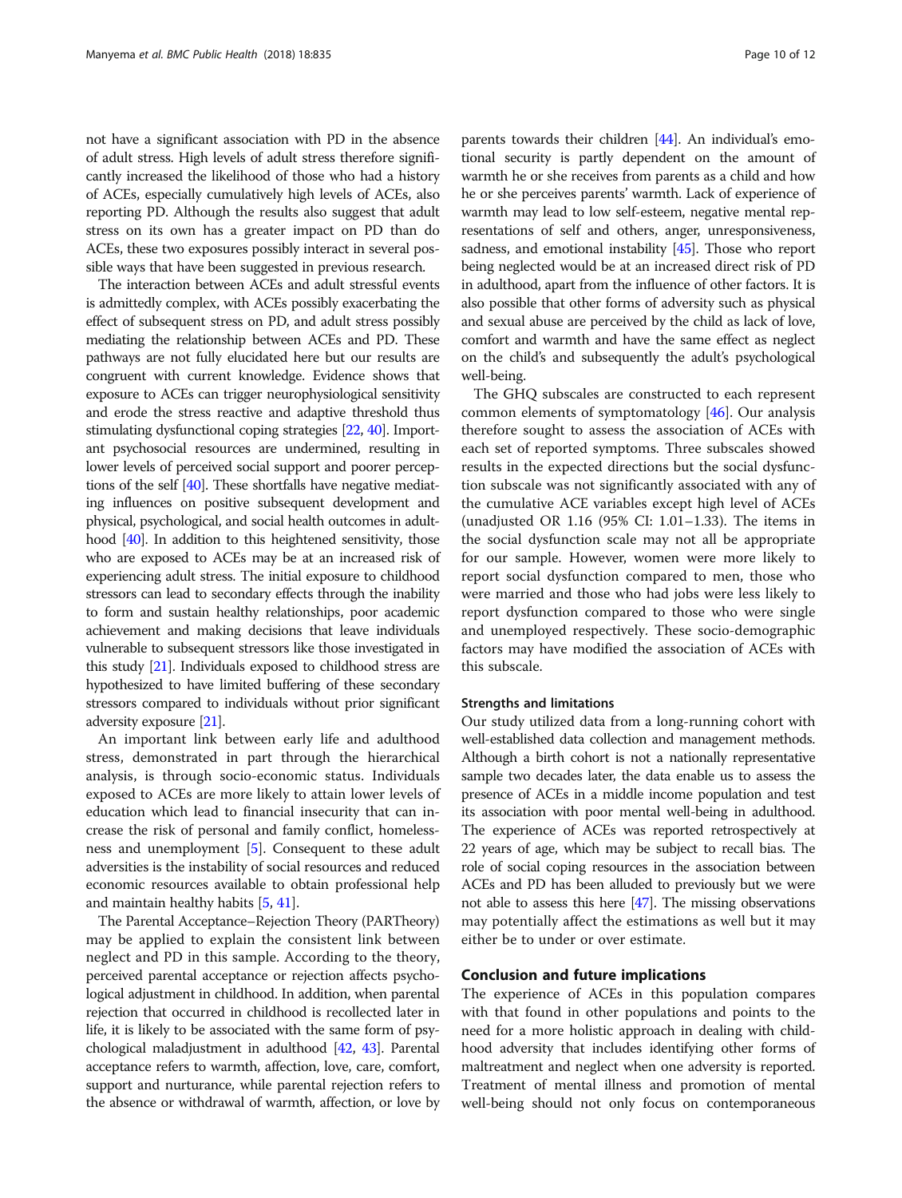not have a significant association with PD in the absence of adult stress. High levels of adult stress therefore significantly increased the likelihood of those who had a history of ACEs, especially cumulatively high levels of ACEs, also reporting PD. Although the results also suggest that adult stress on its own has a greater impact on PD than do ACEs, these two exposures possibly interact in several possible ways that have been suggested in previous research.

The interaction between ACEs and adult stressful events is admittedly complex, with ACEs possibly exacerbating the effect of subsequent stress on PD, and adult stress possibly mediating the relationship between ACEs and PD. These pathways are not fully elucidated here but our results are congruent with current knowledge. Evidence shows that exposure to ACEs can trigger neurophysiological sensitivity and erode the stress reactive and adaptive threshold thus stimulating dysfunctional coping strategies [22, 40]. Important psychosocial resources are undermined, resulting in lower levels of perceived social support and poorer perceptions of the self [40]. These shortfalls have negative mediating influences on positive subsequent development and physical, psychological, and social health outcomes in adulthood [40]. In addition to this heightened sensitivity, those who are exposed to ACEs may be at an increased risk of experiencing adult stress. The initial exposure to childhood stressors can lead to secondary effects through the inability to form and sustain healthy relationships, poor academic achievement and making decisions that leave individuals vulnerable to subsequent stressors like those investigated in this study [21]. Individuals exposed to childhood stress are hypothesized to have limited buffering of these secondary stressors compared to individuals without prior significant adversity exposure [21].

An important link between early life and adulthood stress, demonstrated in part through the hierarchical analysis, is through socio-economic status. Individuals exposed to ACEs are more likely to attain lower levels of education which lead to financial insecurity that can increase the risk of personal and family conflict, homelessness and unemployment [5]. Consequent to these adult adversities is the instability of social resources and reduced economic resources available to obtain professional help and maintain healthy habits [5, 41].

The Parental Acceptance–Rejection Theory (PARTheory) may be applied to explain the consistent link between neglect and PD in this sample. According to the theory, perceived parental acceptance or rejection affects psychological adjustment in childhood. In addition, when parental rejection that occurred in childhood is recollected later in life, it is likely to be associated with the same form of psychological maladjustment in adulthood [42, 43]. Parental acceptance refers to warmth, affection, love, care, comfort, support and nurturance, while parental rejection refers to the absence or withdrawal of warmth, affection, or love by parents towards their children [44]. An individual's emotional security is partly dependent on the amount of warmth he or she receives from parents as a child and how he or she perceives parents' warmth. Lack of experience of warmth may lead to low self-esteem, negative mental representations of self and others, anger, unresponsiveness, sadness, and emotional instability [45]. Those who report being neglected would be at an increased direct risk of PD in adulthood, apart from the influence of other factors. It is also possible that other forms of adversity such as physical and sexual abuse are perceived by the child as lack of love, comfort and warmth and have the same effect as neglect on the child's and subsequently the adult's psychological well-being.

The GHQ subscales are constructed to each represent common elements of symptomatology [46]. Our analysis therefore sought to assess the association of ACEs with each set of reported symptoms. Three subscales showed results in the expected directions but the social dysfunction subscale was not significantly associated with any of the cumulative ACE variables except high level of ACEs (unadjusted OR 1.16 (95% CI: 1.01–1.33). The items in the social dysfunction scale may not all be appropriate for our sample. However, women were more likely to report social dysfunction compared to men, those who were married and those who had jobs were less likely to report dysfunction compared to those who were single and unemployed respectively. These socio-demographic factors may have modified the association of ACEs with this subscale.

### Strengths and limitations

Our study utilized data from a long-running cohort with well-established data collection and management methods. Although a birth cohort is not a nationally representative sample two decades later, the data enable us to assess the presence of ACEs in a middle income population and test its association with poor mental well-being in adulthood. The experience of ACEs was reported retrospectively at 22 years of age, which may be subject to recall bias. The role of social coping resources in the association between ACEs and PD has been alluded to previously but we were not able to assess this here [47]. The missing observations may potentially affect the estimations as well but it may either be to under or over estimate.

## Conclusion and future implications

The experience of ACEs in this population compares with that found in other populations and points to the need for a more holistic approach in dealing with childhood adversity that includes identifying other forms of maltreatment and neglect when one adversity is reported. Treatment of mental illness and promotion of mental well-being should not only focus on contemporaneous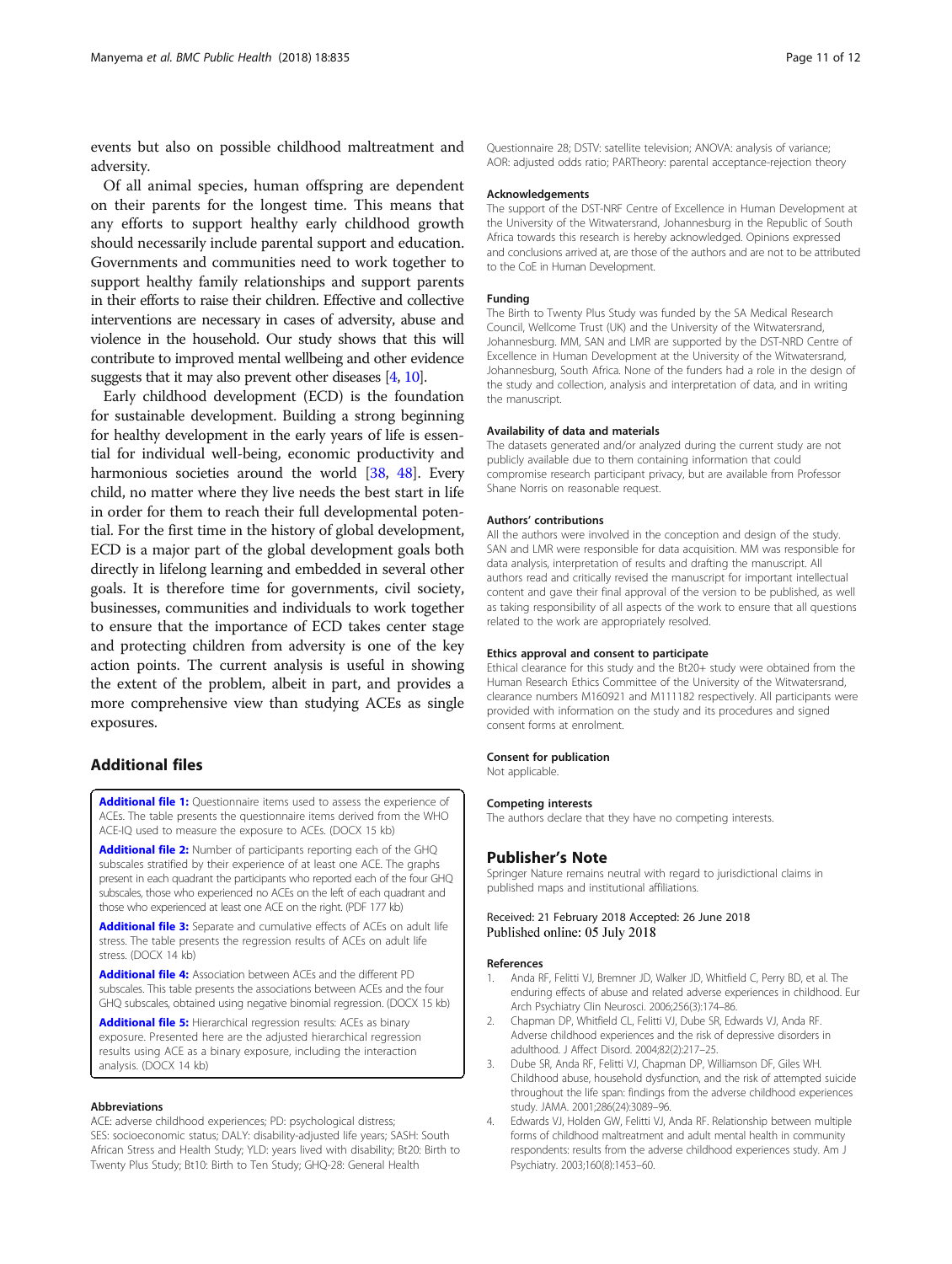events but also on possible childhood maltreatment and adversity.

Of all animal species, human offspring are dependent on their parents for the longest time. This means that any efforts to support healthy early childhood growth should necessarily include parental support and education. Governments and communities need to work together to support healthy family relationships and support parents in their efforts to raise their children. Effective and collective interventions are necessary in cases of adversity, abuse and violence in the household. Our study shows that this will contribute to improved mental wellbeing and other evidence suggests that it may also prevent other diseases [4, 10].

Early childhood development (ECD) is the foundation for sustainable development. Building a strong beginning for healthy development in the early years of life is essential for individual well-being, economic productivity and harmonious societies around the world [38, 48]. Every child, no matter where they live needs the best start in life in order for them to reach their full developmental potential. For the first time in the history of global development, ECD is a major part of the global development goals both directly in lifelong learning and embedded in several other goals. It is therefore time for governments, civil society, businesses, communities and individuals to work together to ensure that the importance of ECD takes center stage and protecting children from adversity is one of the key action points. The current analysis is useful in showing the extent of the problem, albeit in part, and provides a more comprehensive view than studying ACEs as single exposures.

## Additional files

**Additional file 1:** Questionnaire items used to assess the experience of ACEs. The table presents the questionnaire items derived from the WHO ACE-IQ used to measure the exposure to ACEs. (DOCX 15 kb)

**Additional file 2:** Number of participants reporting each of the GHQ subscales stratified by their experience of at least one ACE. The graphs present in each quadrant the participants who reported each of the four GHQ subscales, those who experienced no ACEs on the left of each quadrant and those who experienced at least one ACE on the right. (PDF 177 kb)

**Additional file 3:** Separate and cumulative effects of ACEs on adult life stress. The table presents the regression results of ACEs on adult life stress. (DOCX 14 kb)

**Additional file 4:** Association between ACEs and the different PD subscales. This table presents the associations between ACEs and the four GHQ subscales, obtained using negative binomial regression. (DOCX 15 kb)

**Additional file 5:** Hierarchical regression results: ACEs as binary exposure. Presented here are the adjusted hierarchical regression results using ACE as a binary exposure, including the interaction analysis. (DOCX 14 kb)

#### Abbreviations

ACE: adverse childhood experiences; PD: psychological distress; SES: socioeconomic status; DALY: disability-adjusted life years; SASH: South African Stress and Health Study; YLD: years lived with disability; Bt20: Birth to Twenty Plus Study; Bt10: Birth to Ten Study; GHQ-28: General Health Questionnaire 28; DSTV: satellite television; ANOVA: analysis of variance; AOR: adjusted odds ratio; PARTheory: parental acceptance-rejection theory

#### Acknowledgements

The support of the DST-NRF Centre of Excellence in Human Development at the University of the Witwatersrand, Johannesburg in the Republic of South Africa towards this research is hereby acknowledged. Opinions expressed and conclusions arrived at, are those of the authors and are not to be attributed to the CoE in Human Development.

#### Funding

The Birth to Twenty Plus Study was funded by the SA Medical Research Council, Wellcome Trust (UK) and the University of the Witwatersrand, Johannesburg. MM, SAN and LMR are supported by the DST-NRD Centre of Excellence in Human Development at the University of the Witwatersrand, Johannesburg, South Africa. None of the funders had a role in the design of the study and collection, analysis and interpretation of data, and in writing the manuscript.

#### Availability of data and materials

The datasets generated and/or analyzed during the current study are not publicly available due to them containing information that could compromise research participant privacy, but are available from Professor Shane Norris on reasonable request.

#### Authors' contributions

All the authors were involved in the conception and design of the study. SAN and LMR were responsible for data acquisition. MM was responsible for data analysis, interpretation of results and drafting the manuscript. All authors read and critically revised the manuscript for important intellectual content and gave their final approval of the version to be published, as well as taking responsibility of all aspects of the work to ensure that all questions related to the work are appropriately resolved.

#### Ethics approval and consent to participate

Ethical clearance for this study and the Bt20+ study were obtained from the Human Research Ethics Committee of the University of the Witwatersrand, clearance numbers M160921 and M111182 respectively. All participants were provided with information on the study and its procedures and signed consent forms at enrolment.

#### Consent for publication

Not applicable.

#### Competing interests

The authors declare that they have no competing interests.

### Publisher's Note

Springer Nature remains neutral with regard to jurisdictional claims in published maps and institutional affiliations.

Received: 21 February 2018 Accepted: 26 June 2018
Published online: 05 July 2018

#### References

1. Anda RF, Felitti VJ, Bremner JD, Walker JD, Whitfield C, Perry BD, et al. The enduring effects of abuse and related adverse experiences in childhood. Eur Arch Psychiatry Clin Neurosci. 2006;256(3):174–86.
2. Chapman DP, Whitfield CL, Felitti VJ, Dube SR, Edwards VJ, Anda RF. Adverse childhood experiences and the risk of depressive disorders in adulthood. J Affect Disord. 2004;82(2):217–25.
3. Dube SR, Anda RF, Felitti VJ, Chapman DP, Williamson DF, Giles WH. Childhood abuse, household dysfunction, and the risk of attempted suicide throughout the life span: findings from the adverse childhood experiences study. JAMA. 2001;286(24):3089–96.
4. Edwards VJ, Holden GW, Felitti VJ, Anda RF. Relationship between multiple forms of childhood maltreatment and adult mental health in community respondents: results from the adverse childhood experiences study. Am J Psychiatry. 2003;160(8):1453–60.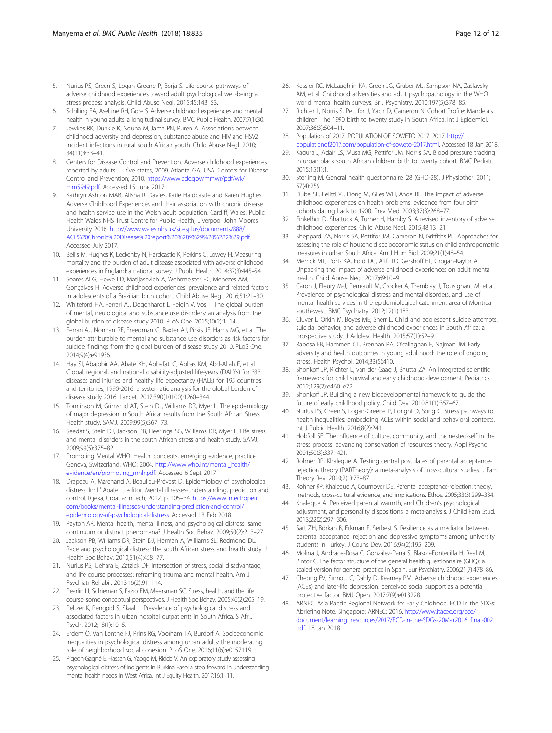5. Nurius PS, Green S, Logan-Greene P, Borja S. Life course pathways of adverse childhood experiences toward adult psychological well-being: a stress process analysis. Child Abuse Negl. 2015;45:143–53.
6. Schilling EA, Aseltine RH, Gore S. Adverse childhood experiences and mental health in young adults: a longitudinal survey. BMC Public Health. 2007;7(1):30.
7. Jewkes RK, Dunkle K, Nduna M, Jama PN, Puren A. Associations between childhood adversity and depression, substance abuse and HIV and HSV2 incident infections in rural south African youth. Child Abuse Negl. 2010; 34(11):833–41.
8. Centers for Disease Control and Prevention. Adverse childhood experiences reported by adults — five states, 2009. Atlanta, GA, USA: Centers for Disease Control and Prevention; 2010. https://www.cdc.gov/mmwr/pdf/wk/mm5949.pdf. Accessed 15 June 2017
9. Kathryn Ashton MAB, Alisha R. Davies, Katie Hardcastle and Karen Hughes. Adverse Childhood Experiences and their association with chronic disease and health service use in the Welsh adult population. Cardiff, Wales: Public Health Wales NHS Trust Centre for Public Health, Liverpool John Moores University 2016. http://www.wales.nhs.uk/sitesplus/documents/888/ACE%20Chronic%20Disease%20report%20%289%29%20%282%29.pdf. Accessed July 2017.
10. Bellis M, Hughes K, Leckenby N, Hardcastle K, Perkins C, Lowey H. Measuring mortality and the burden of adult disease associated with adverse childhood experiences in England: a national survey. J Public Health. 2014;37(3):445–54.
11. Soares ALG, Howe LD, Matijasevich A, Wehrmeister FC, Menezes AM, Gonçalves H. Adverse childhood experiences: prevalence and related factors in adolescents of a Brazilian birth cohort. Child Abuse Negl. 2016;51:21–30.
12. Whiteford HA, Ferrari AJ, Degenhardt L, Feigin V, Vos T. The global burden of mental, neurological and substance use disorders: an analysis from the global burden of disease study 2010. PLoS One. 2015;10(2):1–14.
13. Ferrari AJ, Norman RE, Freedman G, Baxter AJ, Pirkis JE, Harris MG, et al. The burden attributable to mental and substance use disorders as risk factors for suicide: findings from the global burden of disease study 2010. PLoS One. 2014;9(4):e91936.
14. Hay SI, Abajobir AA, Abate KH, Abbafati C, Abbas KM, Abd-Allah F, et al. Global, regional, and national disability-adjusted life-years (DALYs) for 333 diseases and injuries and healthy life expectancy (HALE) for 195 countries and territories, 1990-2016: a systematic analysis for the global burden of disease study 2016. Lancet. 2017;390(10100):1260–344.
15. Tomlinson M, Grimsrud AT, Stein DJ, Williams DR, Myer L. The epidemiology of major depression in South Africa: results from the South African Stress Health study. SAMJ. 2009;99(5):367–73.
16. Seedat S, Stein DJ, Jackson PB, Heeringa SG, Williams DR, Myer L. Life stress and mental disorders in the south African stress and health study. SAMJ. 2009;99(5):375–82.
17. Promoting Mental WHO. Health: concepts, emerging evidence, practice. Geneva, Switzerland: WHO; 2004. http://www.who.int/mental_health/evidence/en/promoting_mhh.pdf. Accessed 6 Sept 2017
18. Drapeau A, Marchand A, Beaulieu-Prévost D. Epidemiology of psychological distress. In: L' Abate L, editor. Mental illnesses-understanding, prediction and control. Rijeka, Croatia: InTech; 2012. p. 105–34. https://www.intechopen.com/books/mental-illnesses-understanding-prediction-and-control/epidemiology-of-psychological-distress. Accessed 13 Feb 2018.
19. Payton AR. Mental health, mental illness, and psychological distress: same continuum or distinct phenomena? J Health Soc Behav. 2009;50(2):213–27.
20. Jackson PB, Williams DR, Stein DJ, Herman A, Williams SL, Redmond DL. Race and psychological distress: the south African stress and health study. J Health Soc Behav. 2010;51(4):458–77.
21. Nurius PS, Uehara E, Zatzick DF. Intersection of stress, social disadvantage, and life course processes: reframing trauma and mental health. Am J Psychiatr Rehabil. 2013;16(2):91–114.
22. Pearlin LI, Schieman S, Fazio EM, Meersman SC. Stress, health, and the life course: some conceptual perspectives. J Health Soc Behav. 2005;46(2):205–19.
23. Peltzer K, Pengpid S, Skaal L. Prevalence of psychological distress and associated factors in urban hospital outpatients in South Africa. S Afr J Psych. 2012;18(1):10–5.
24. Erdem Ö, Van Lenthe FJ, Prins RG, Voorham TA, Burdorf A. Socioeconomic inequalities in psychological distress among urban adults: the moderating role of neighborhood social cohesion. PLoS One. 2016;11(6):e0157119.
25. Pigeon-Gagné É, Hassan G, Yaogo M, Ridde V. An exploratory study assessing psychological distress of indigents in Burkina Faso: a step forward in understanding mental health needs in West Africa. Int J Equity Health. 2017;16:1–11.
26. Kessler RC, McLaughlin KA, Green JG, Gruber MJ, Sampson NA, Zaslavsky AM, et al. Childhood adversities and adult psychopathology in the WHO world mental health surveys. Br J Psychiatry. 2010;197(5):378–85.
27. Richter L, Norris S, Pettifor J, Yach D, Cameron N. Cohort Profile: Mandela's children: The 1990 birth to twenty study in South Africa. Int J Epidemiol. 2007;36(3):504–11.
28. Population of 2017. POPULATION OF SOWETO 2017. 2017. http://populationof2017.com/population-of-soweto-2017.html. Accessed 18 Jan 2018.
29. Kagura J, Adair LS, Musa MG, Pettifor JM, Norris SA. Blood pressure tracking in urban black south African children: birth to twenty cohort. BMC Pediatr. 2015;15(1):1.
30. Sterling M. General health questionnaire–28 (GHQ-28). J Physiother. 2011; 57(4):259.
31. Dube SR, Felitti VJ, Dong M, Giles WH, Anda RF. The impact of adverse childhood experiences on health problems: evidence from four birth cohorts dating back to 1900. Prev Med. 2003;37(3):268–77.
32. Finkelhor D, Shattuck A, Turner H, Hamby S. A revised inventory of adverse childhood experiences. Child Abuse Negl. 2015;48:13–21.
33. Sheppard ZA, Norris SA, Pettifor JM, Cameron N, Griffiths PL. Approaches for assessing the role of household socioeconomic status on child anthropometric measures in urban South Africa. Am J Hum Biol. 2009;21(1):48–54.
34. Merrick MT, Ports KA, Ford DC, Afifi TO, Gershoff ET, Grogan-Kaylor A. Unpacking the impact of adverse childhood experiences on adult mental health. Child Abuse Negl. 2017;69:10–9.
35. Caron J, Fleury M-J, Perreault M, Crocker A, Tremblay J, Tousignant M, et al. Prevalence of psychological distress and mental disorders, and use of mental health services in the epidemiological catchment area of Montreal south-west. BMC Psychiatry. 2012;12(1):183.
36. Cluver L, Orkin M, Boyes ME, Sherr L. Child and adolescent suicide attempts, suicidal behavior, and adverse childhood experiences in South Africa: a prospective study. J Adolesc Health. 2015;57(1):52–9.
37. Raposa EB, Hammen CL, Brennan PA, O'callaghan F, Najman JM. Early adversity and health outcomes in young adulthood: the role of ongoing stress. Health Psychol. 2014;33(5):410.
38. Shonkoff JP, Richter L, van der Gaag J, Bhutta ZA. An integrated scientific framework for child survival and early childhood development. Pediatrics. 2012;129(2):e460–e72.
39. Shonkoff JP. Building a new biodevelopmental framework to guide the future of early childhood policy. Child Dev. 2010;81(1):357–67.
40. Nurius PS, Green S, Logan-Greene P, Longhi D, Song C. Stress pathways to health inequalities: embedding ACEs within social and behavioral contexts. Int J Public Health. 2016;8(2):241.
41. Hobfoll SE. The influence of culture, community, and the nested-self in the stress process: advancing conservation of resources theory. Appl Psychol. 2001;50(3):337–421.
42. Rohner RP, Khaleque A. Testing central postulates of parental acceptance-rejection theory (PARTheory): a meta-analysis of cross-cultural studies. J Fam Theory Rev. 2010;2(1):73–87.
43. Rohner RP, Khaleque A, Cournoyer DE. Parental acceptance-rejection: theory, methods, cross-cultural evidence, and implications. Ethos. 2005;33(3):299–334.
44. Khaleque A. Perceived parental warmth, and Children's psychological adjustment, and personality dispositions: a meta-analysis. J Child Fam Stud. 2013;22(2):297–306.
45. Sart ZH, Börkan B, Erkman F, Serbest S. Resilience as a mediator between parental acceptance–rejection and depressive symptoms among university students in Turkey. J Couns Dev. 2016;94(2):195–209.
46. Molina J, Andrade-Rosa C, González-Parra S, Blasco-Fontecilla H, Real M, Pintor C. The factor structure of the general health questionnaire (GHQ): a scaled version for general practice in Spain. Eur Psychiatry. 2006;21(7):478–86.
47. Cheong EV, Sinnott C, Dahly D, Kearney PM. Adverse childhood experiences (ACEs) and later-life depression: perceived social support as a potential protective factor. BMJ Open. 2017;7(9):e013228.
48. ARNEC. Asia Pacific Regional Network for Early Chldhood. ECD in the SDGs: Abriefing Note. Singapore: ARNEC; 2016. http://www.itacec.org/ece/document/learning_resources/2017/ECD-in-the-SDGs-20Mar2016_final-002.pdf. 18 Jan 2018.